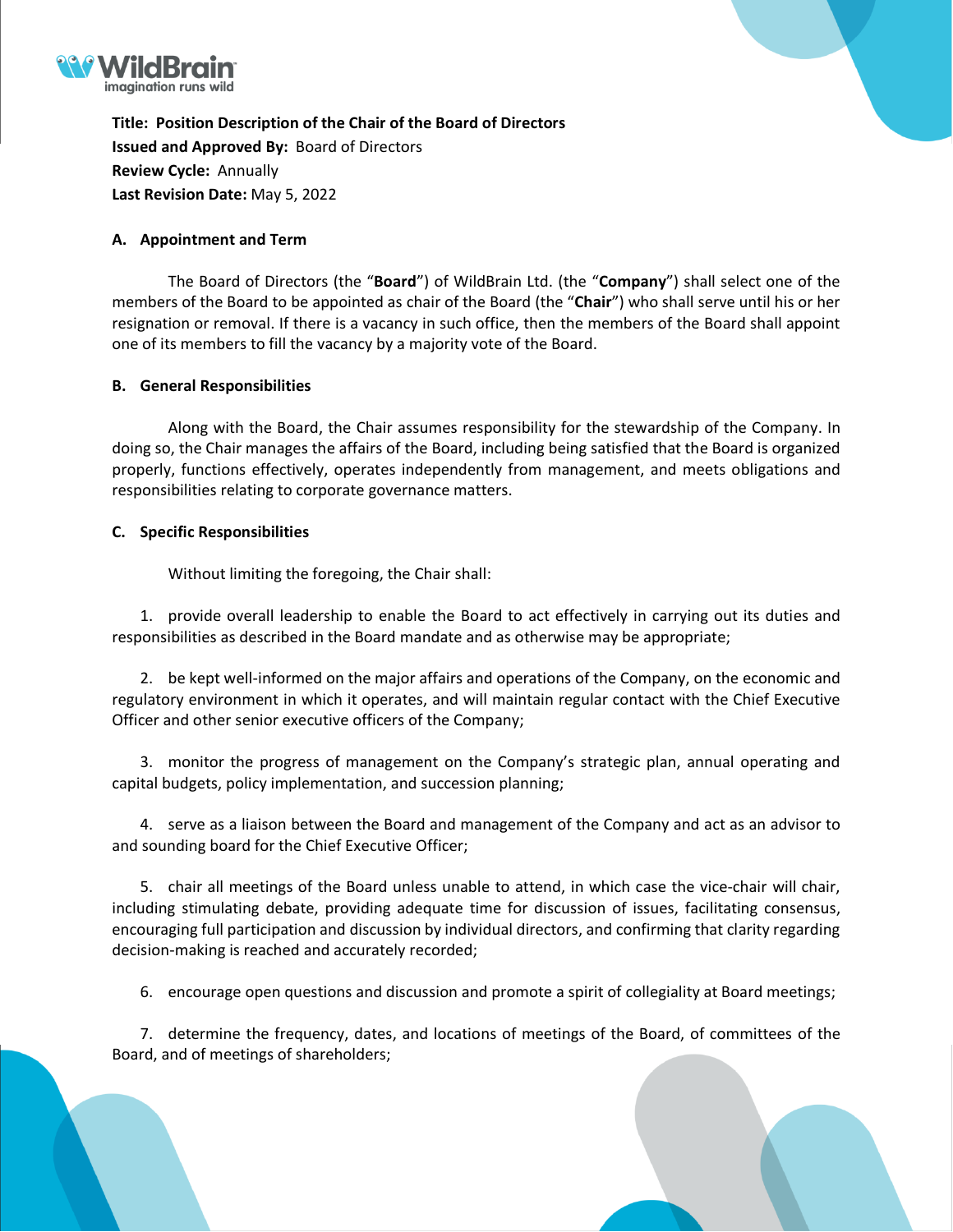**Title: Position Description of the Chair of the Board of Directors**
**Issued and Approved By:** Board of Directors
**Review Cycle:** Annually
**Last Revision Date:** May 5, 2022

## A. Appointment and Term

The Board of Directors (the "**Board**") of WildBrain Ltd. (the "**Company**") shall select one of the members of the Board to be appointed as chair of the Board (the "**Chair**") who shall serve until his or her resignation or removal. If there is a vacancy in such office, then the members of the Board shall appoint one of its members to fill the vacancy by a majority vote of the Board.

## B. General Responsibilities

Along with the Board, the Chair assumes responsibility for the stewardship of the Company. In doing so, the Chair manages the affairs of the Board, including being satisfied that the Board is organized properly, functions effectively, operates independently from management, and meets obligations and responsibilities relating to corporate governance matters.

## C. Specific Responsibilities

Without limiting the foregoing, the Chair shall:

1. provide overall leadership to enable the Board to act effectively in carrying out its duties and responsibilities as described in the Board mandate and as otherwise may be appropriate;

2. be kept well-informed on the major affairs and operations of the Company, on the economic and regulatory environment in which it operates, and will maintain regular contact with the Chief Executive Officer and other senior executive officers of the Company;

3. monitor the progress of management on the Company's strategic plan, annual operating and capital budgets, policy implementation, and succession planning;

4. serve as a liaison between the Board and management of the Company and act as an advisor to and sounding board for the Chief Executive Officer;

5. chair all meetings of the Board unless unable to attend, in which case the vice-chair will chair, including stimulating debate, providing adequate time for discussion of issues, facilitating consensus, encouraging full participation and discussion by individual directors, and confirming that clarity regarding decision-making is reached and accurately recorded;

6. encourage open questions and discussion and promote a spirit of collegiality at Board meetings;

7. determine the frequency, dates, and locations of meetings of the Board, of committees of the Board, and of meetings of shareholders;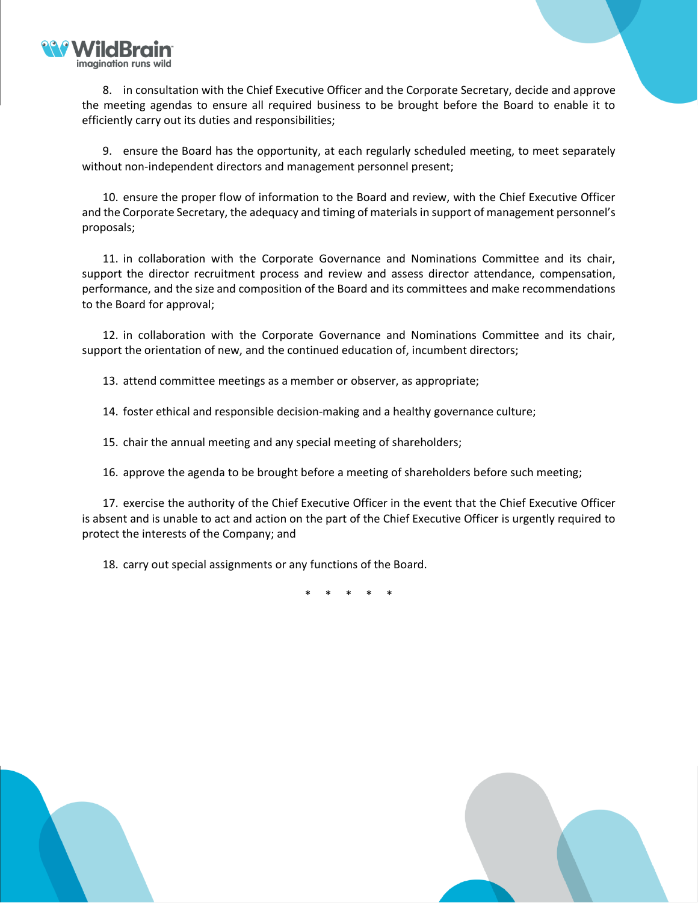8. in consultation with the Chief Executive Officer and the Corporate Secretary, decide and approve the meeting agendas to ensure all required business to be brought before the Board to enable it to efficiently carry out its duties and responsibilities;

9. ensure the Board has the opportunity, at each regularly scheduled meeting, to meet separately without non-independent directors and management personnel present;

10. ensure the proper flow of information to the Board and review, with the Chief Executive Officer and the Corporate Secretary, the adequacy and timing of materials in support of management personnel's proposals;

11. in collaboration with the Corporate Governance and Nominations Committee and its chair, support the director recruitment process and review and assess director attendance, compensation, performance, and the size and composition of the Board and its committees and make recommendations to the Board for approval;

12. in collaboration with the Corporate Governance and Nominations Committee and its chair, support the orientation of new, and the continued education of, incumbent directors;

13. attend committee meetings as a member or observer, as appropriate;

14. foster ethical and responsible decision-making and a healthy governance culture;

15. chair the annual meeting and any special meeting of shareholders;

16. approve the agenda to be brought before a meeting of shareholders before such meeting;

17. exercise the authority of the Chief Executive Officer in the event that the Chief Executive Officer is absent and is unable to act and action on the part of the Chief Executive Officer is urgently required to protect the interests of the Company; and

18. carry out special assignments or any functions of the Board.

\* \* \* \* \*